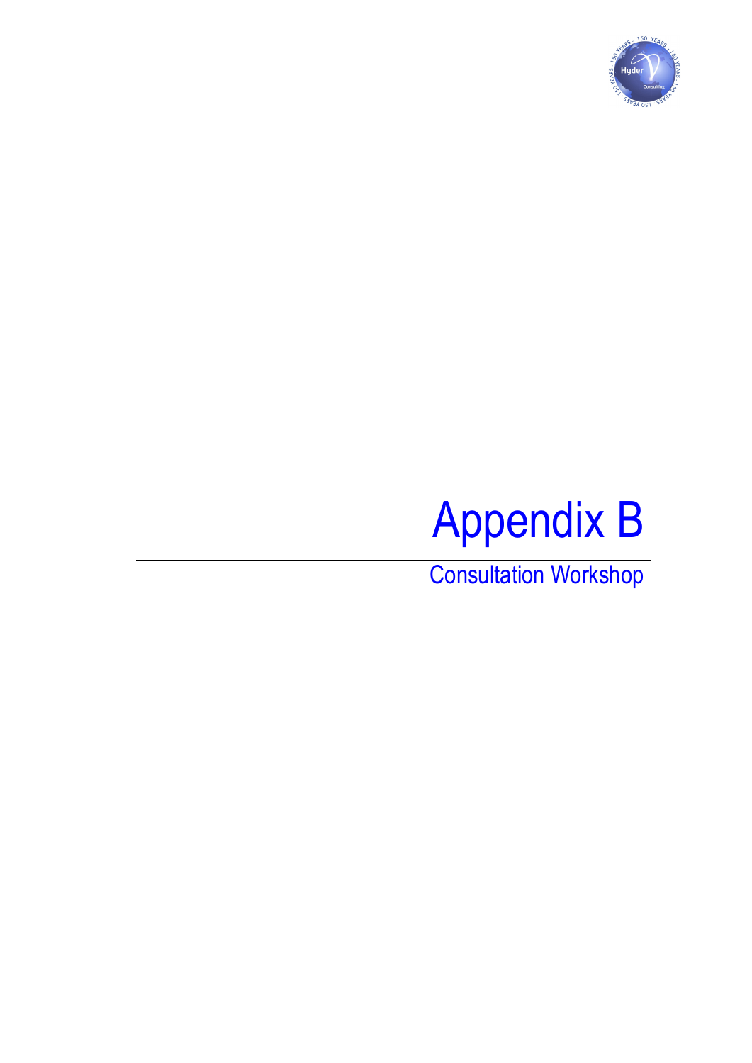# Appendix B

## Consultation Workshop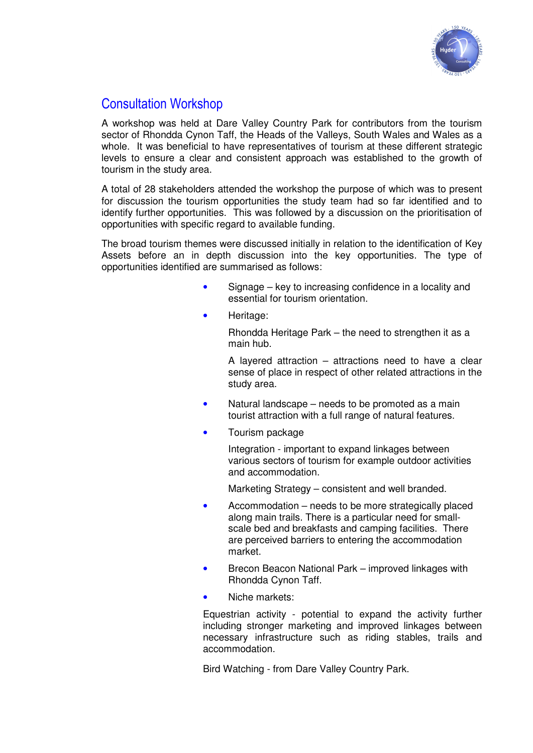## Consultation Workshop

A workshop was held at Dare Valley Country Park for contributors from the tourism sector of Rhondda Cynon Taff, the Heads of the Valleys, South Wales and Wales as a whole. It was beneficial to have representatives of tourism at these different strategic levels to ensure a clear and consistent approach was established to the growth of tourism in the study area.

A total of 28 stakeholders attended the workshop the purpose of which was to present for discussion the tourism opportunities the study team had so far identified and to identify further opportunities. This was followed by a discussion on the prioritisation of opportunities with specific regard to available funding.

The broad tourism themes were discussed initially in relation to the identification of Key Assets before an in depth discussion into the key opportunities. The type of opportunities identified are summarised as follows:

- Signage – key to increasing confidence in a locality and essential for tourism orientation.
- Heritage:

  Rhondda Heritage Park – the need to strengthen it as a main hub.

  A layered attraction – attractions need to have a clear sense of place in respect of other related attractions in the study area.
- Natural landscape – needs to be promoted as a main tourist attraction with a full range of natural features.
- Tourism package

  Integration - important to expand linkages between various sectors of tourism for example outdoor activities and accommodation.

  Marketing Strategy – consistent and well branded.
- Accommodation – needs to be more strategically placed along main trails. There is a particular need for small-scale bed and breakfasts and camping facilities. There are perceived barriers to entering the accommodation market.
- Brecon Beacon National Park – improved linkages with Rhondda Cynon Taff.
- Niche markets:

  Equestrian activity - potential to expand the activity further including stronger marketing and improved linkages between necessary infrastructure such as riding stables, trails and accommodation.

  Bird Watching - from Dare Valley Country Park.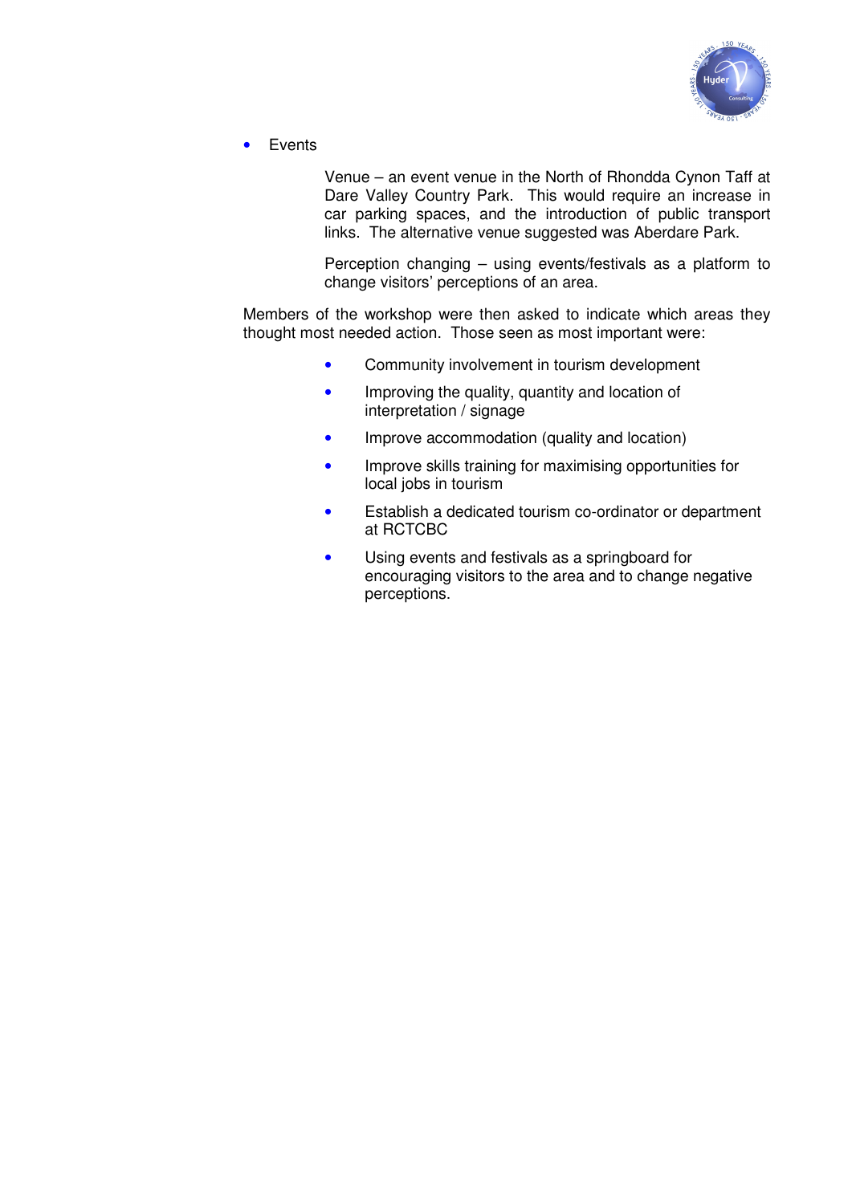- Events

  Venue – an event venue in the North of Rhondda Cynon Taff at Dare Valley Country Park. This would require an increase in car parking spaces, and the introduction of public transport links. The alternative venue suggested was Aberdare Park.

  Perception changing – using events/festivals as a platform to change visitors' perceptions of an area.

Members of the workshop were then asked to indicate which areas they thought most needed action. Those seen as most important were:

- Community involvement in tourism development
- Improving the quality, quantity and location of interpretation / signage
- Improve accommodation (quality and location)
- Improve skills training for maximising opportunities for local jobs in tourism
- Establish a dedicated tourism co-ordinator or department at RCTCBC
- Using events and festivals as a springboard for encouraging visitors to the area and to change negative perceptions.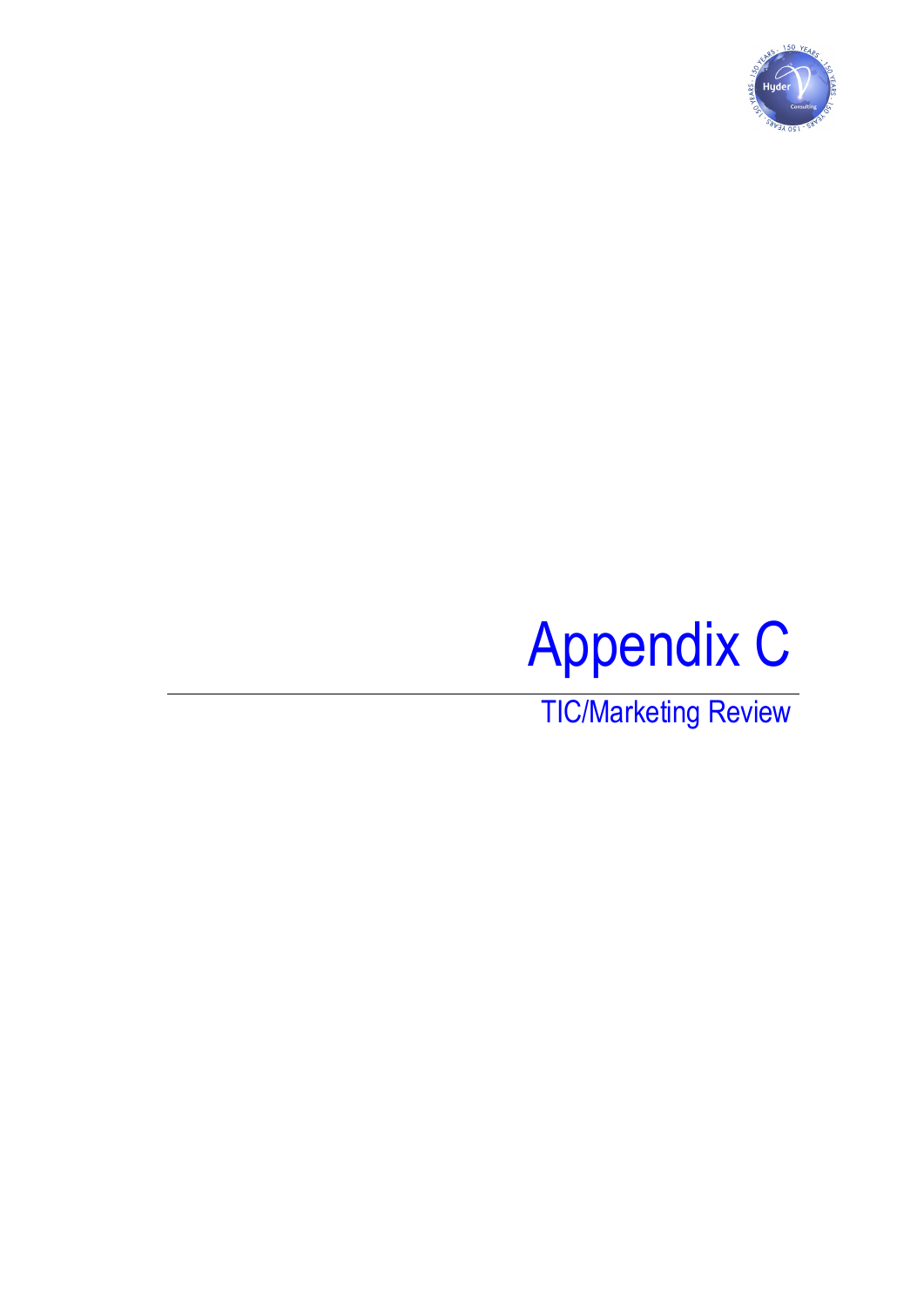# Appendix C

## TIC/Marketing Review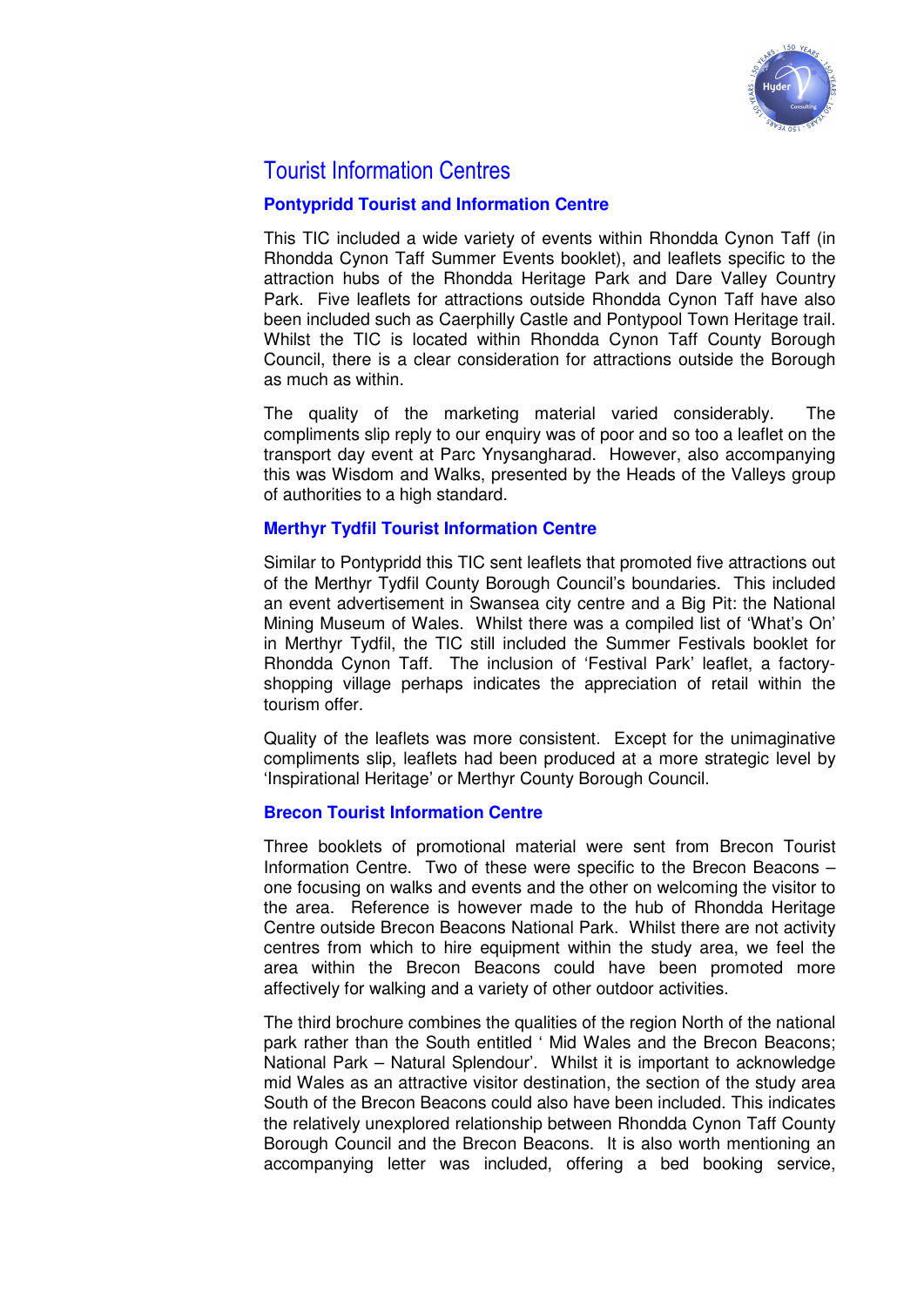## Tourist Information Centres

### Pontypridd Tourist and Information Centre

This TIC included a wide variety of events within Rhondda Cynon Taff (in Rhondda Cynon Taff Summer Events booklet), and leaflets specific to the attraction hubs of the Rhondda Heritage Park and Dare Valley Country Park. Five leaflets for attractions outside Rhondda Cynon Taff have also been included such as Caerphilly Castle and Pontypool Town Heritage trail. Whilst the TIC is located within Rhondda Cynon Taff County Borough Council, there is a clear consideration for attractions outside the Borough as much as within.

The quality of the marketing material varied considerably. The compliments slip reply to our enquiry was of poor and so too a leaflet on the transport day event at Parc Ynysangharad. However, also accompanying this was Wisdom and Walks, presented by the Heads of the Valleys group of authorities to a high standard.

### Merthyr Tydfil Tourist Information Centre

Similar to Pontypridd this TIC sent leaflets that promoted five attractions out of the Merthyr Tydfil County Borough Council's boundaries. This included an event advertisement in Swansea city centre and a Big Pit: the National Mining Museum of Wales. Whilst there was a compiled list of 'What's On' in Merthyr Tydfil, the TIC still included the Summer Festivals booklet for Rhondda Cynon Taff. The inclusion of 'Festival Park' leaflet, a factory-shopping village perhaps indicates the appreciation of retail within the tourism offer.

Quality of the leaflets was more consistent. Except for the unimaginative compliments slip, leaflets had been produced at a more strategic level by 'Inspirational Heritage' or Merthyr County Borough Council.

### Brecon Tourist Information Centre

Three booklets of promotional material were sent from Brecon Tourist Information Centre. Two of these were specific to the Brecon Beacons – one focusing on walks and events and the other on welcoming the visitor to the area. Reference is however made to the hub of Rhondda Heritage Centre outside Brecon Beacons National Park. Whilst there are not activity centres from which to hire equipment within the study area, we feel the area within the Brecon Beacons could have been promoted more affectively for walking and a variety of other outdoor activities.

The third brochure combines the qualities of the region North of the national park rather than the South entitled ' Mid Wales and the Brecon Beacons; National Park – Natural Splendour'. Whilst it is important to acknowledge mid Wales as an attractive visitor destination, the section of the study area South of the Brecon Beacons could also have been included. This indicates the relatively unexplored relationship between Rhondda Cynon Taff County Borough Council and the Brecon Beacons. It is also worth mentioning an accompanying letter was included, offering a bed booking service,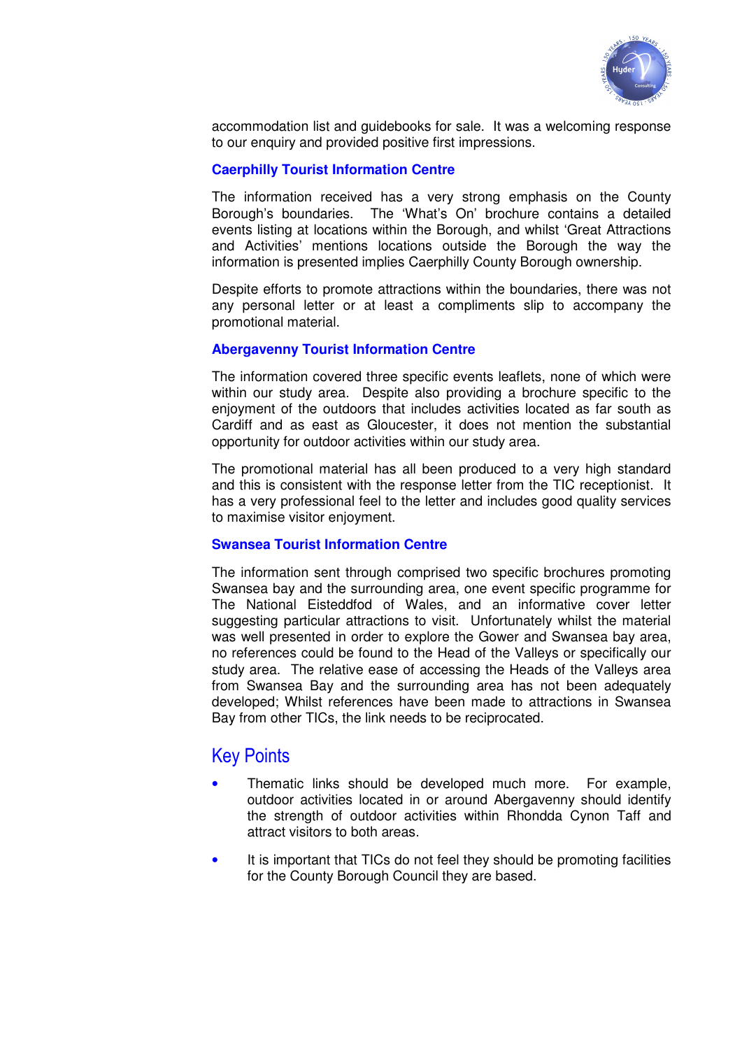accommodation list and guidebooks for sale. It was a welcoming response to our enquiry and provided positive first impressions.

### Caerphilly Tourist Information Centre

The information received has a very strong emphasis on the County Borough's boundaries. The 'What's On' brochure contains a detailed events listing at locations within the Borough, and whilst 'Great Attractions and Activities' mentions locations outside the Borough the way the information is presented implies Caerphilly County Borough ownership.

Despite efforts to promote attractions within the boundaries, there was not any personal letter or at least a compliments slip to accompany the promotional material.

### Abergavenny Tourist Information Centre

The information covered three specific events leaflets, none of which were within our study area. Despite also providing a brochure specific to the enjoyment of the outdoors that includes activities located as far south as Cardiff and as east as Gloucester, it does not mention the substantial opportunity for outdoor activities within our study area.

The promotional material has all been produced to a very high standard and this is consistent with the response letter from the TIC receptionist. It has a very professional feel to the letter and includes good quality services to maximise visitor enjoyment.

### Swansea Tourist Information Centre

The information sent through comprised two specific brochures promoting Swansea bay and the surrounding area, one event specific programme for The National Eisteddfod of Wales, and an informative cover letter suggesting particular attractions to visit. Unfortunately whilst the material was well presented in order to explore the Gower and Swansea bay area, no references could be found to the Head of the Valleys or specifically our study area. The relative ease of accessing the Heads of the Valleys area from Swansea Bay and the surrounding area has not been adequately developed; Whilst references have been made to attractions in Swansea Bay from other TICs, the link needs to be reciprocated.

## Key Points

- Thematic links should be developed much more. For example, outdoor activities located in or around Abergavenny should identify the strength of outdoor activities within Rhondda Cynon Taff and attract visitors to both areas.
- It is important that TICs do not feel they should be promoting facilities for the County Borough Council they are based.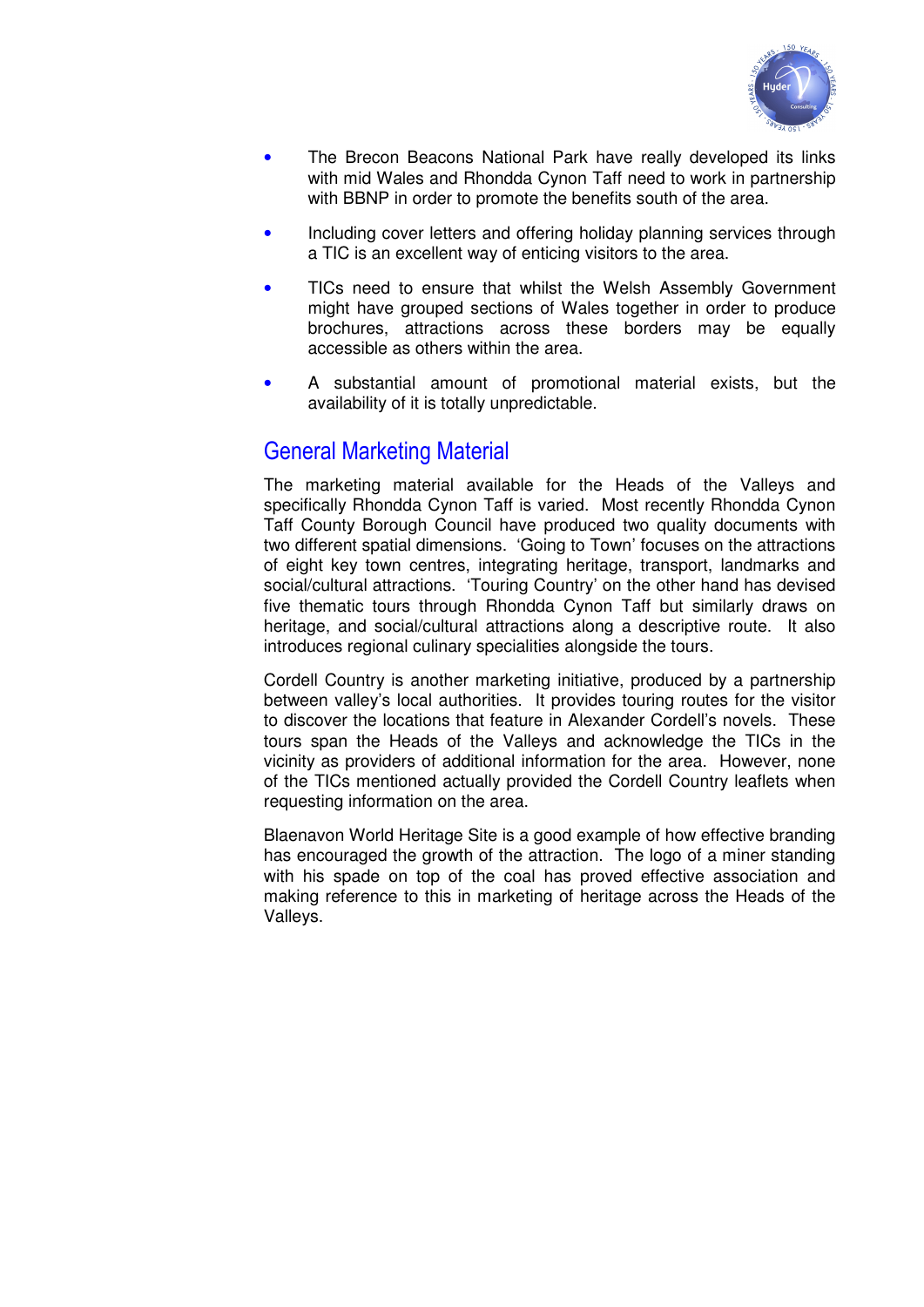- The Brecon Beacons National Park have really developed its links with mid Wales and Rhondda Cynon Taff need to work in partnership with BBNP in order to promote the benefits south of the area.
- Including cover letters and offering holiday planning services through a TIC is an excellent way of enticing visitors to the area.
- TICs need to ensure that whilst the Welsh Assembly Government might have grouped sections of Wales together in order to produce brochures, attractions across these borders may be equally accessible as others within the area.
- A substantial amount of promotional material exists, but the availability of it is totally unpredictable.

## General Marketing Material

The marketing material available for the Heads of the Valleys and specifically Rhondda Cynon Taff is varied. Most recently Rhondda Cynon Taff County Borough Council have produced two quality documents with two different spatial dimensions. 'Going to Town' focuses on the attractions of eight key town centres, integrating heritage, transport, landmarks and social/cultural attractions. 'Touring Country' on the other hand has devised five thematic tours through Rhondda Cynon Taff but similarly draws on heritage, and social/cultural attractions along a descriptive route. It also introduces regional culinary specialities alongside the tours.

Cordell Country is another marketing initiative, produced by a partnership between valley's local authorities. It provides touring routes for the visitor to discover the locations that feature in Alexander Cordell's novels. These tours span the Heads of the Valleys and acknowledge the TICs in the vicinity as providers of additional information for the area. However, none of the TICs mentioned actually provided the Cordell Country leaflets when requesting information on the area.

Blaenavon World Heritage Site is a good example of how effective branding has encouraged the growth of the attraction. The logo of a miner standing with his spade on top of the coal has proved effective association and making reference to this in marketing of heritage across the Heads of the Valleys.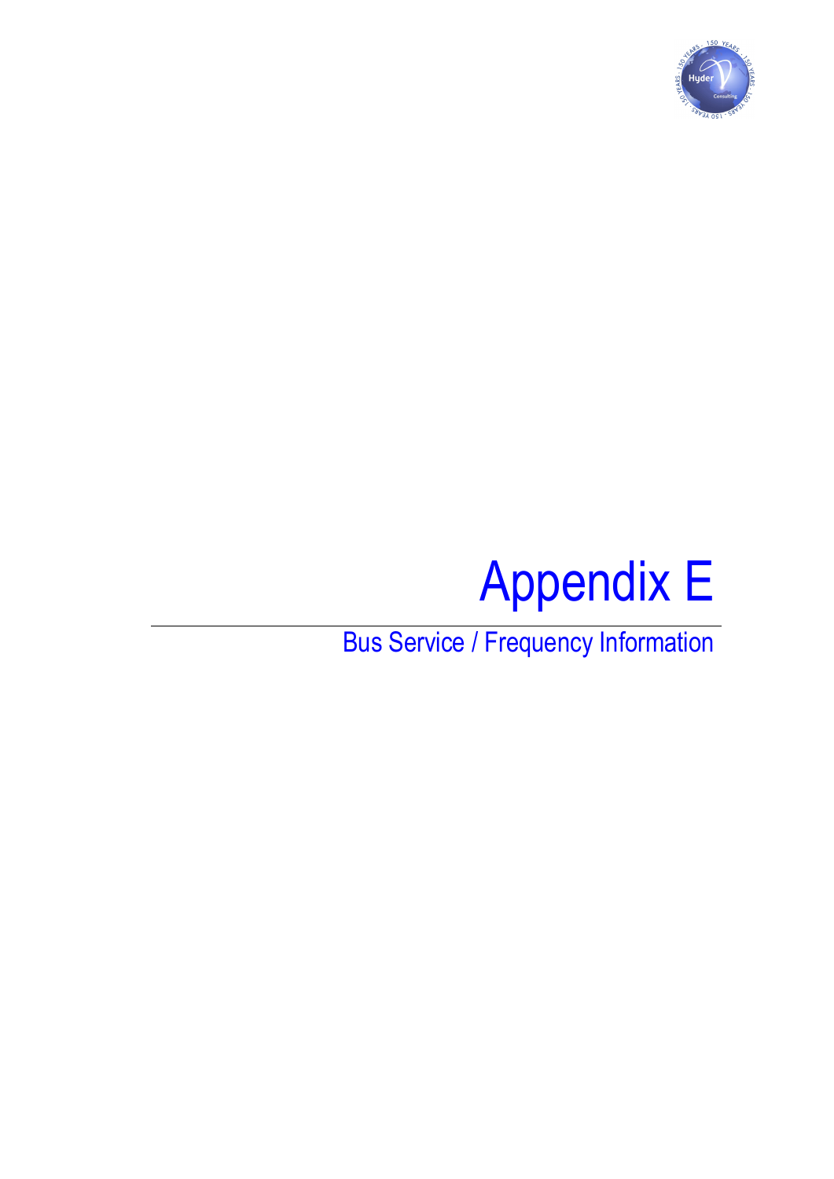# Appendix E

## Bus Service / Frequency Information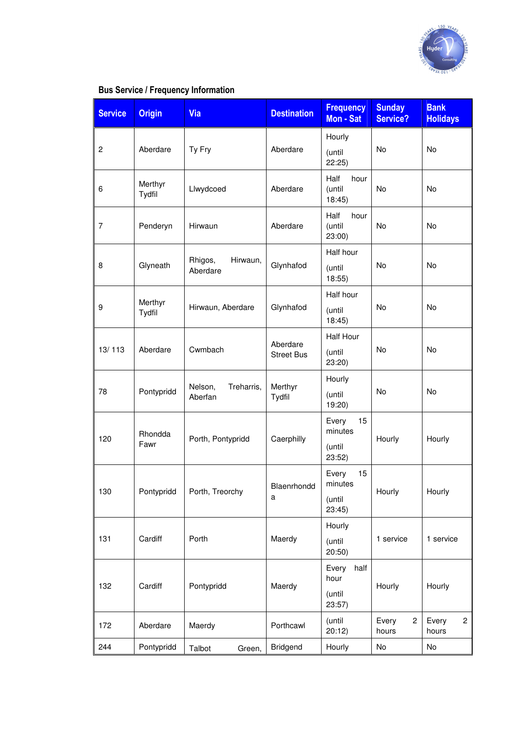**Bus Service / Frequency Information**

| Service | Origin | Via | Destination | Frequency Mon - Sat | Sunday Service? | Bank Holidays |
|---|---|---|---|---|---|---|
| 2 | Aberdare | Ty Fry | Aberdare | Hourly (until 22:25) | No | No |
| 6 | Merthyr Tydfil | Llwydcoed | Aberdare | Half hour (until 18:45) | No | No |
| 7 | Penderyn | Hirwaun | Aberdare | Half hour (until 23:00) | No | No |
| 8 | Glyneath | Rhigos, Hirwaun, Aberdare | Glynhafod | Half hour (until 18:55) | No | No |
| 9 | Merthyr Tydfil | Hirwaun, Aberdare | Glynhafod | Half hour (until 18:45) | No | No |
| 13/ 113 | Aberdare | Cwmbach | Aberdare Street Bus | Half Hour (until 23:20) | No | No |
| 78 | Pontypridd | Nelson, Treharris, Aberfan | Merthyr Tydfil | Hourly (until 19:20) | No | No |
| 120 | Rhondda Fawr | Porth, Pontypridd | Caerphilly | Every 15 minutes (until 23:52) | Hourly | Hourly |
| 130 | Pontypridd | Porth, Treorchy | Blaenrhondda | Every 15 minutes (until 23:45) | Hourly | Hourly |
| 131 | Cardiff | Porth | Maerdy | Hourly (until 20:50) | 1 service | 1 service |
| 132 | Cardiff | Pontypridd | Maerdy | Every half hour (until 23:57) | Hourly | Hourly |
| 172 | Aberdare | Maerdy | Porthcawl | (until 20:12) | Every 2 hours | Every 2 hours |
| 244 | Pontypridd | Talbot Green, | Bridgend | Hourly | No | No |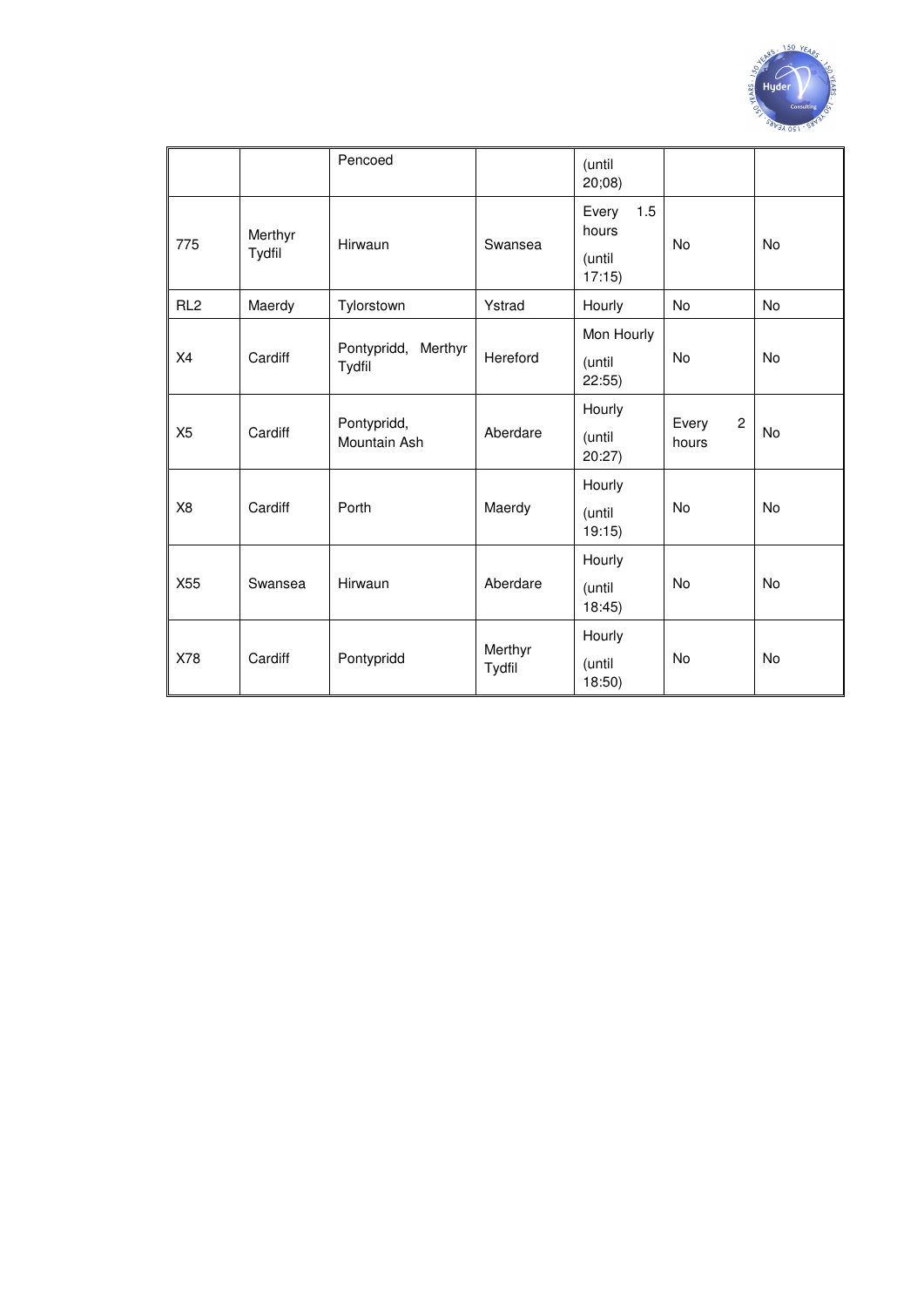| | | | | | | |
|---|---|---|---|---|---|---|
| | | Pencoed | | (until 20;08) | | |
| 775 | Merthyr Tydfil | Hirwaun | Swansea | Every 1.5 hours (until 17:15) | No | No |
| RL2 | Maerdy | Tylorstown | Ystrad | Hourly | No | No |
| X4 | Cardiff | Pontypridd, Merthyr Tydfil | Hereford | Mon Hourly (until 22:55) | No | No |
| X5 | Cardiff | Pontypridd, Mountain Ash | Aberdare | Hourly (until 20:27) | Every 2 hours | No |
| X8 | Cardiff | Porth | Maerdy | Hourly (until 19:15) | No | No |
| X55 | Swansea | Hirwaun | Aberdare | Hourly (until 18:45) | No | No |
| X78 | Cardiff | Pontypridd | Merthyr Tydfil | Hourly (until 18:50) | No | No |